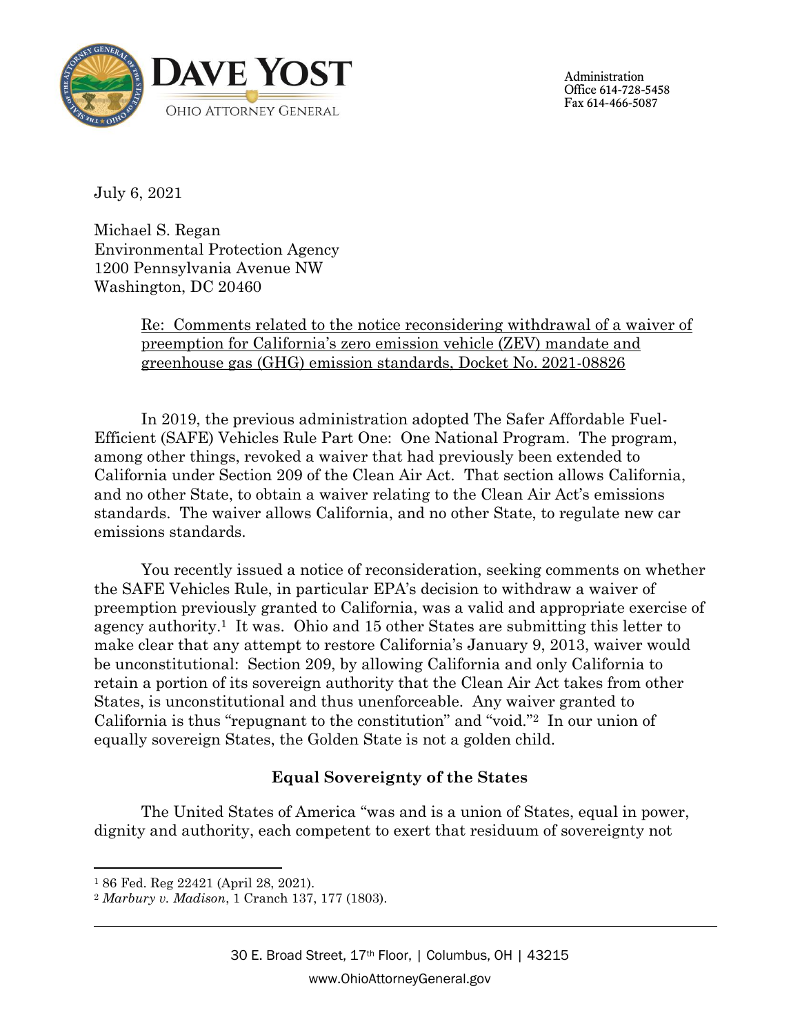**DAVE YOST**
OHIO ATTORNEY GENERAL

Administration
Office 614-728-5458
Fax 614-466-5087

July 6, 2021

Michael S. Regan
Environmental Protection Agency
1200 Pennsylvania Avenue NW
Washington, DC 20460

Re: Comments related to the notice reconsidering withdrawal of a waiver of preemption for California's zero emission vehicle (ZEV) mandate and greenhouse gas (GHG) emission standards, Docket No. 2021-08826

In 2019, the previous administration adopted The Safer Affordable Fuel-Efficient (SAFE) Vehicles Rule Part One: One National Program. The program, among other things, revoked a waiver that had previously been extended to California under Section 209 of the Clean Air Act. That section allows California, and no other State, to obtain a waiver relating to the Clean Air Act's emissions standards. The waiver allows California, and no other State, to regulate new car emissions standards.

You recently issued a notice of reconsideration, seeking comments on whether the SAFE Vehicles Rule, in particular EPA's decision to withdraw a waiver of preemption previously granted to California, was a valid and appropriate exercise of agency authority.[1] It was. Ohio and 15 other States are submitting this letter to make clear that any attempt to restore California's January 9, 2013, waiver would be unconstitutional: Section 209, by allowing California and only California to retain a portion of its sovereign authority that the Clean Air Act takes from other States, is unconstitutional and thus unenforceable. Any waiver granted to California is thus "repugnant to the constitution" and "void."[2] In our union of equally sovereign States, the Golden State is not a golden child.

## Equal Sovereignty of the States

The United States of America "was and is a union of States, equal in power, dignity and authority, each competent to exert that residuum of sovereignty not

---

[1] 86 Fed. Reg 22421 (April 28, 2021).
[2] *Marbury v. Madison*, 1 Cranch 137, 177 (1803).

30 E. Broad Street, 17th Floor, | Columbus, OH | 43215
www.OhioAttorneyGeneral.gov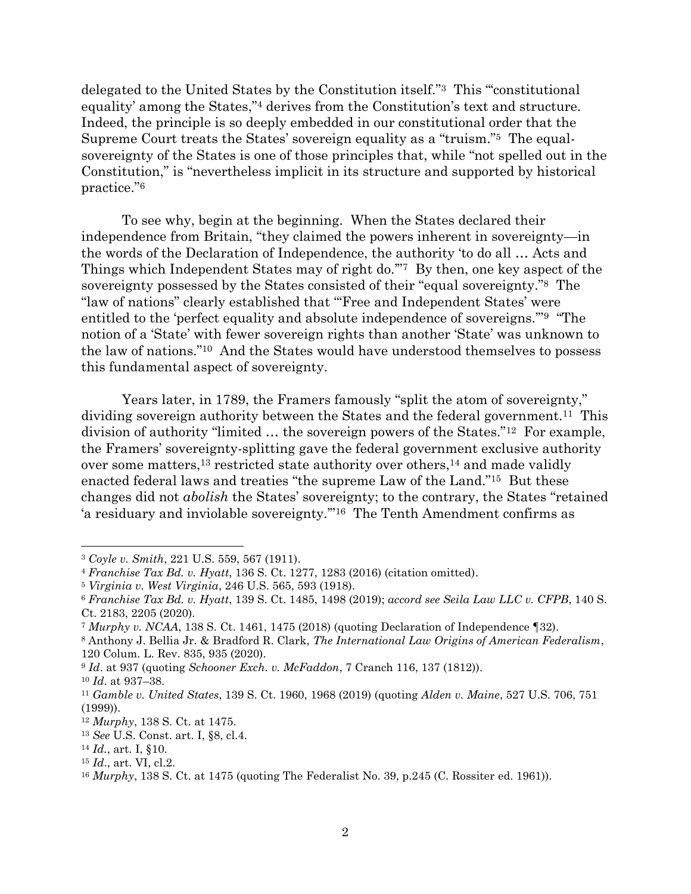delegated to the United States by the Constitution itself."[3] This "'constitutional equality' among the States,"[4] derives from the Constitution's text and structure. Indeed, the principle is so deeply embedded in our constitutional order that the Supreme Court treats the States' sovereign equality as a "truism."[5] The equal-sovereignty of the States is one of those principles that, while "not spelled out in the Constitution," is "nevertheless implicit in its structure and supported by historical practice."[6]

To see why, begin at the beginning. When the States declared their independence from Britain, "they claimed the powers inherent in sovereignty—in the words of the Declaration of Independence, the authority 'to do all … Acts and Things which Independent States may of right do.'"[7] By then, one key aspect of the sovereignty possessed by the States consisted of their "equal sovereignty."[8] The "law of nations" clearly established that "'Free and Independent States' were entitled to the 'perfect equality and absolute independence of sovereigns.'"[9] "The notion of a 'State' with fewer sovereign rights than another 'State' was unknown to the law of nations."[10] And the States would have understood themselves to possess this fundamental aspect of sovereignty.

Years later, in 1789, the Framers famously "split the atom of sovereignty," dividing sovereign authority between the States and the federal government.[11] This division of authority "limited … the sovereign powers of the States."[12] For example, the Framers' sovereignty-splitting gave the federal government exclusive authority over some matters,[13] restricted state authority over others,[14] and made validly enacted federal laws and treaties "the supreme Law of the Land."[15] But these changes did not *abolish* the States' sovereignty; to the contrary, the States "retained 'a residuary and inviolable sovereignty.'"[16] The Tenth Amendment confirms as

---

[3] *Coyle v. Smith*, 221 U.S. 559, 567 (1911).

[4] *Franchise Tax Bd. v. Hyatt*, 136 S. Ct. 1277, 1283 (2016) (citation omitted).

[5] *Virginia v. West Virginia*, 246 U.S. 565, 593 (1918).

[6] *Franchise Tax Bd. v. Hyatt*, 139 S. Ct. 1485, 1498 (2019); *accord see Seila Law LLC v. CFPB*, 140 S. Ct. 2183, 2205 (2020).

[7] *Murphy v. NCAA*, 138 S. Ct. 1461, 1475 (2018) (quoting Declaration of Independence ¶32).

[8] Anthony J. Bellia Jr. & Bradford R. Clark, *The International Law Origins of American Federalism*, 120 Colum. L. Rev. 835, 935 (2020).

[9] *Id*. at 937 (quoting *Schooner Exch. v. McFaddon*, 7 Cranch 116, 137 (1812)).

[10] *Id*. at 937–38.

[11] *Gamble v. United States*, 139 S. Ct. 1960, 1968 (2019) (quoting *Alden v. Maine*, 527 U.S. 706, 751 (1999)).

[12] *Murphy*, 138 S. Ct. at 1475.

[13] *See* U.S. Const. art. I, §8, cl.4.

[14] *Id*., art. I, §10.

[15] *Id*., art. VI, cl.2.

[16] *Murphy*, 138 S. Ct. at 1475 (quoting The Federalist No. 39, p.245 (C. Rossiter ed. 1961)).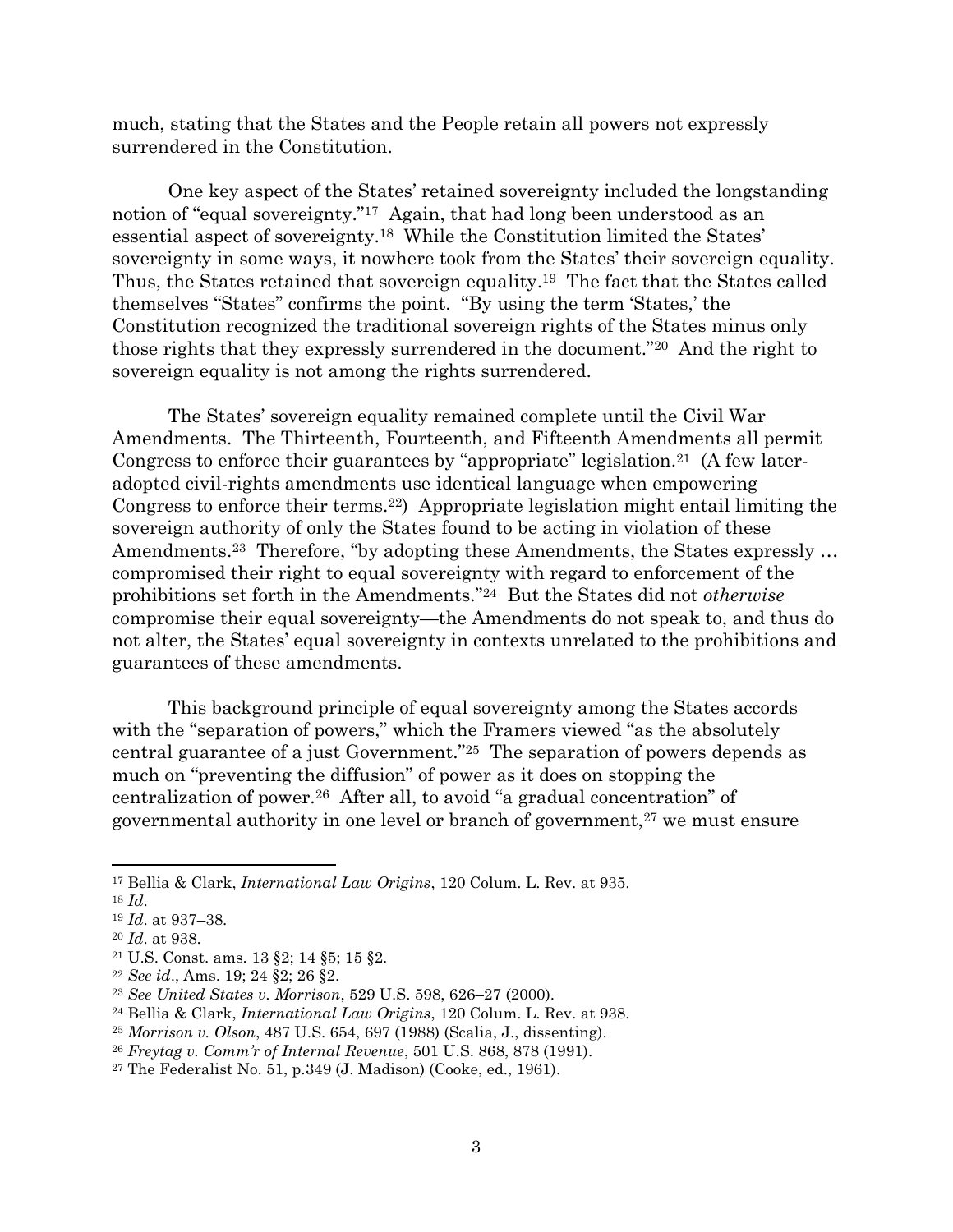much, stating that the States and the People retain all powers not expressly surrendered in the Constitution.

One key aspect of the States' retained sovereignty included the longstanding notion of "equal sovereignty."[17] Again, that had long been understood as an essential aspect of sovereignty.[18] While the Constitution limited the States' sovereignty in some ways, it nowhere took from the States' their sovereign equality. Thus, the States retained that sovereign equality.[19] The fact that the States called themselves "States" confirms the point. "By using the term 'States,' the Constitution recognized the traditional sovereign rights of the States minus only those rights that they expressly surrendered in the document."[20] And the right to sovereign equality is not among the rights surrendered.

The States' sovereign equality remained complete until the Civil War Amendments. The Thirteenth, Fourteenth, and Fifteenth Amendments all permit Congress to enforce their guarantees by "appropriate" legislation.[21] (A few later-adopted civil-rights amendments use identical language when empowering Congress to enforce their terms.[22]) Appropriate legislation might entail limiting the sovereign authority of only the States found to be acting in violation of these Amendments.[23] Therefore, "by adopting these Amendments, the States expressly … compromised their right to equal sovereignty with regard to enforcement of the prohibitions set forth in the Amendments."[24] But the States did not *otherwise* compromise their equal sovereignty—the Amendments do not speak to, and thus do not alter, the States' equal sovereignty in contexts unrelated to the prohibitions and guarantees of these amendments.

This background principle of equal sovereignty among the States accords with the "separation of powers," which the Framers viewed "as the absolutely central guarantee of a just Government."[25] The separation of powers depends as much on "preventing the diffusion" of power as it does on stopping the centralization of power.[26] After all, to avoid "a gradual concentration" of governmental authority in one level or branch of government,[27] we must ensure

---

[17] Bellia & Clark, *International Law Origins*, 120 Colum. L. Rev. at 935.

[18] *Id*.

[19] *Id*. at 937–38.

[20] *Id*. at 938.

[21] U.S. Const. ams. 13 §2; 14 §5; 15 §2.

[22] *See id*., Ams. 19; 24 §2; 26 §2.

[23] *See United States v. Morrison*, 529 U.S. 598, 626–27 (2000).

[24] Bellia & Clark, *International Law Origins*, 120 Colum. L. Rev. at 938.

[25] *Morrison v. Olson*, 487 U.S. 654, 697 (1988) (Scalia, J., dissenting).

[26] *Freytag v. Comm'r of Internal Revenue*, 501 U.S. 868, 878 (1991).

[27] The Federalist No. 51, p.349 (J. Madison) (Cooke, ed., 1961).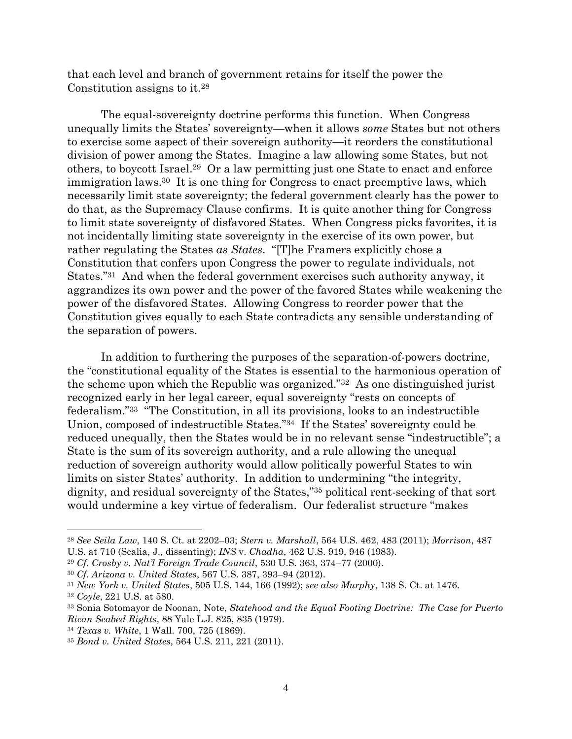that each level and branch of government retains for itself the power the Constitution assigns to it.[28]

The equal-sovereignty doctrine performs this function. When Congress unequally limits the States' sovereignty—when it allows *some* States but not others to exercise some aspect of their sovereign authority—it reorders the constitutional division of power among the States. Imagine a law allowing some States, but not others, to boycott Israel.[29] Or a law permitting just one State to enact and enforce immigration laws.[30] It is one thing for Congress to enact preemptive laws, which necessarily limit state sovereignty; the federal government clearly has the power to do that, as the Supremacy Clause confirms. It is quite another thing for Congress to limit state sovereignty of disfavored States. When Congress picks favorites, it is not incidentally limiting state sovereignty in the exercise of its own power, but rather regulating the States *as States*. "[T]he Framers explicitly chose a Constitution that confers upon Congress the power to regulate individuals, not States."[31] And when the federal government exercises such authority anyway, it aggrandizes its own power and the power of the favored States while weakening the power of the disfavored States. Allowing Congress to reorder power that the Constitution gives equally to each State contradicts any sensible understanding of the separation of powers.

In addition to furthering the purposes of the separation-of-powers doctrine, the "constitutional equality of the States is essential to the harmonious operation of the scheme upon which the Republic was organized."[32] As one distinguished jurist recognized early in her legal career, equal sovereignty "rests on concepts of federalism."[33] "The Constitution, in all its provisions, looks to an indestructible Union, composed of indestructible States."[34] If the States' sovereignty could be reduced unequally, then the States would be in no relevant sense "indestructible"; a State is the sum of its sovereign authority, and a rule allowing the unequal reduction of sovereign authority would allow politically powerful States to win limits on sister States' authority. In addition to undermining "the integrity, dignity, and residual sovereignty of the States,"[35] political rent-seeking of that sort would undermine a key virtue of federalism. Our federalist structure "makes

---

[28] *See Seila Law*, 140 S. Ct. at 2202–03; *Stern v. Marshall*, 564 U.S. 462, 483 (2011); *Morrison*, 487 U.S. at 710 (Scalia, J., dissenting); *INS* v. *Chadha*, 462 U.S. 919, 946 (1983).

[29] *Cf. Crosby v. Nat'l Foreign Trade Council*, 530 U.S. 363, 374–77 (2000).

[30] *Cf. Arizona v. United States*, 567 U.S. 387, 393–94 (2012).

[31] *New York v. United States*, 505 U.S. 144, 166 (1992); *see also Murphy*, 138 S. Ct. at 1476.

[32] *Coyle*, 221 U.S. at 580.

[33] Sonia Sotomayor de Noonan, Note, *Statehood and the Equal Footing Doctrine: The Case for Puerto Rican Seabed Rights*, 88 Yale L.J. 825, 835 (1979).

[34] *Texas v. White*, 1 Wall. 700, 725 (1869).

[35] *Bond v. United States*, 564 U.S. 211, 221 (2011).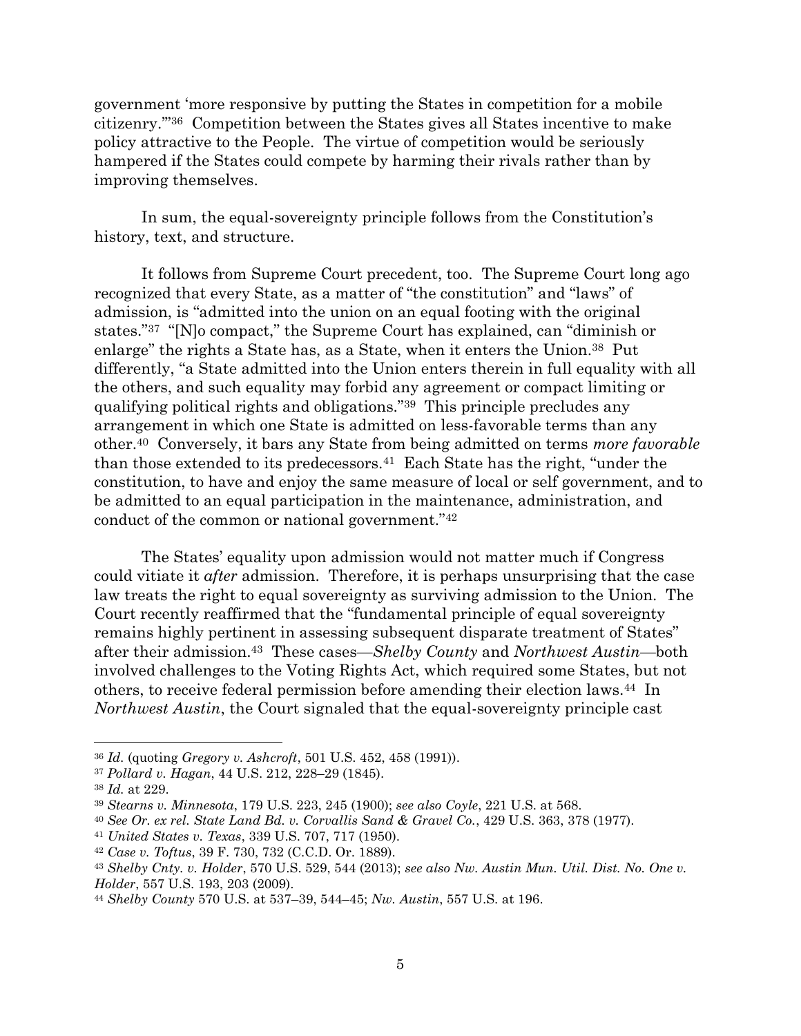government 'more responsive by putting the States in competition for a mobile citizenry.'"[36] Competition between the States gives all States incentive to make policy attractive to the People. The virtue of competition would be seriously hampered if the States could compete by harming their rivals rather than by improving themselves.

In sum, the equal-sovereignty principle follows from the Constitution's history, text, and structure.

It follows from Supreme Court precedent, too. The Supreme Court long ago recognized that every State, as a matter of "the constitution" and "laws" of admission, is "admitted into the union on an equal footing with the original states."[37] "[N]o compact," the Supreme Court has explained, can "diminish or enlarge" the rights a State has, as a State, when it enters the Union.[38] Put differently, "a State admitted into the Union enters therein in full equality with all the others, and such equality may forbid any agreement or compact limiting or qualifying political rights and obligations."[39] This principle precludes any arrangement in which one State is admitted on less-favorable terms than any other.[40] Conversely, it bars any State from being admitted on terms *more favorable* than those extended to its predecessors.[41] Each State has the right, "under the constitution, to have and enjoy the same measure of local or self government, and to be admitted to an equal participation in the maintenance, administration, and conduct of the common or national government."[42]

The States' equality upon admission would not matter much if Congress could vitiate it *after* admission. Therefore, it is perhaps unsurprising that the case law treats the right to equal sovereignty as surviving admission to the Union. The Court recently reaffirmed that the "fundamental principle of equal sovereignty remains highly pertinent in assessing subsequent disparate treatment of States" after their admission.[43] These cases—*Shelby County* and *Northwest Austin*—both involved challenges to the Voting Rights Act, which required some States, but not others, to receive federal permission before amending their election laws.[44] In *Northwest Austin*, the Court signaled that the equal-sovereignty principle cast

---

[36] *Id.* (quoting *Gregory v. Ashcroft*, 501 U.S. 452, 458 (1991)).

[37] *Pollard v. Hagan*, 44 U.S. 212, 228–29 (1845).

[38] *Id.* at 229.

[39] *Stearns v. Minnesota*, 179 U.S. 223, 245 (1900); *see also Coyle*, 221 U.S. at 568.

[40] *See Or. ex rel. State Land Bd. v. Corvallis Sand & Gravel Co.*, 429 U.S. 363, 378 (1977).

[41] *United States v. Texas*, 339 U.S. 707, 717 (1950).

[42] *Case v. Toftus*, 39 F. 730, 732 (C.C.D. Or. 1889).

[43] *Shelby Cnty. v. Holder*, 570 U.S. 529, 544 (2013); *see also Nw. Austin Mun. Util. Dist. No. One v. Holder*, 557 U.S. 193, 203 (2009).

[44] *Shelby County* 570 U.S. at 537–39, 544–45; *Nw. Austin*, 557 U.S. at 196.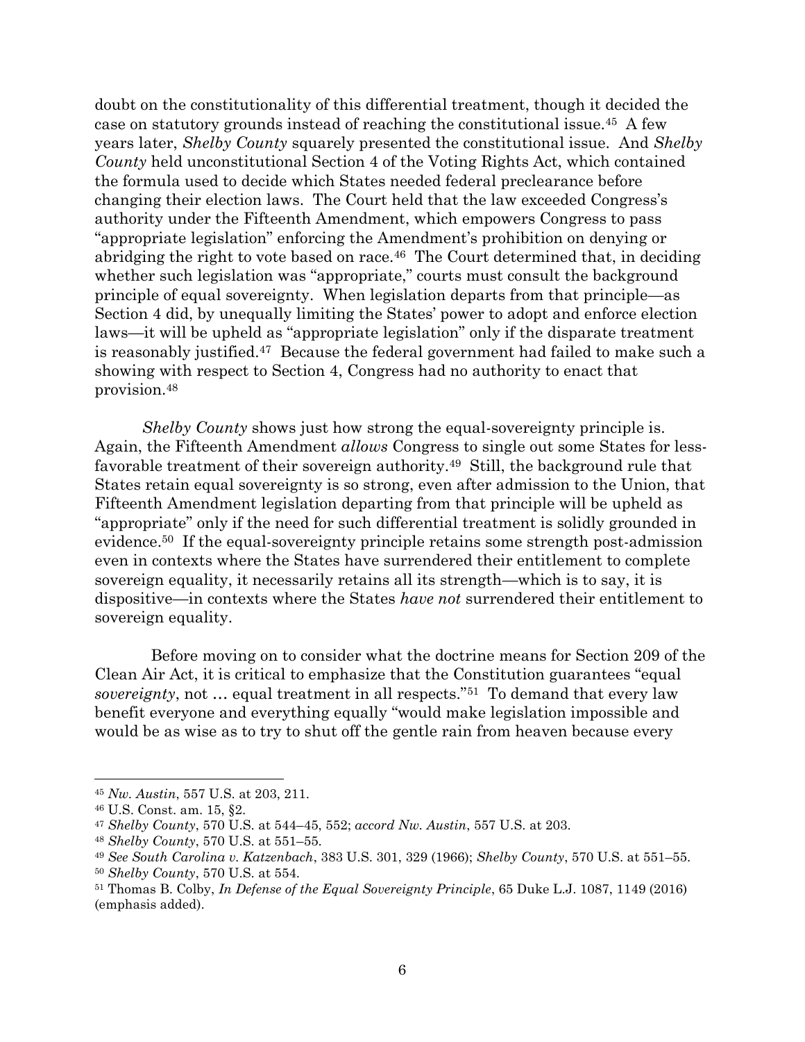doubt on the constitutionality of this differential treatment, though it decided the case on statutory grounds instead of reaching the constitutional issue.[45] A few years later, *Shelby County* squarely presented the constitutional issue. And *Shelby County* held unconstitutional Section 4 of the Voting Rights Act, which contained the formula used to decide which States needed federal preclearance before changing their election laws. The Court held that the law exceeded Congress's authority under the Fifteenth Amendment, which empowers Congress to pass "appropriate legislation" enforcing the Amendment's prohibition on denying or abridging the right to vote based on race.[46] The Court determined that, in deciding whether such legislation was "appropriate," courts must consult the background principle of equal sovereignty. When legislation departs from that principle—as Section 4 did, by unequally limiting the States' power to adopt and enforce election laws—it will be upheld as "appropriate legislation" only if the disparate treatment is reasonably justified.[47] Because the federal government had failed to make such a showing with respect to Section 4, Congress had no authority to enact that provision.[48]

*Shelby County* shows just how strong the equal-sovereignty principle is. Again, the Fifteenth Amendment *allows* Congress to single out some States for less-favorable treatment of their sovereign authority.[49] Still, the background rule that States retain equal sovereignty is so strong, even after admission to the Union, that Fifteenth Amendment legislation departing from that principle will be upheld as "appropriate" only if the need for such differential treatment is solidly grounded in evidence.[50] If the equal-sovereignty principle retains some strength post-admission even in contexts where the States have surrendered their entitlement to complete sovereign equality, it necessarily retains all its strength—which is to say, it is dispositive—in contexts where the States *have not* surrendered their entitlement to sovereign equality.

Before moving on to consider what the doctrine means for Section 209 of the Clean Air Act, it is critical to emphasize that the Constitution guarantees "equal *sovereignty*, not … equal treatment in all respects."[51] To demand that every law benefit everyone and everything equally "would make legislation impossible and would be as wise as to try to shut off the gentle rain from heaven because every

---

[45] *Nw. Austin*, 557 U.S. at 203, 211.

[46] U.S. Const. am. 15, §2.

[47] *Shelby County*, 570 U.S. at 544–45, 552; *accord Nw. Austin*, 557 U.S. at 203.

[48] *Shelby County*, 570 U.S. at 551–55.

[49] *See South Carolina v. Katzenbach*, 383 U.S. 301, 329 (1966); *Shelby County*, 570 U.S. at 551–55.

[50] *Shelby County*, 570 U.S. at 554.

[51] Thomas B. Colby, *In Defense of the Equal Sovereignty Principle*, 65 Duke L.J. 1087, 1149 (2016) (emphasis added).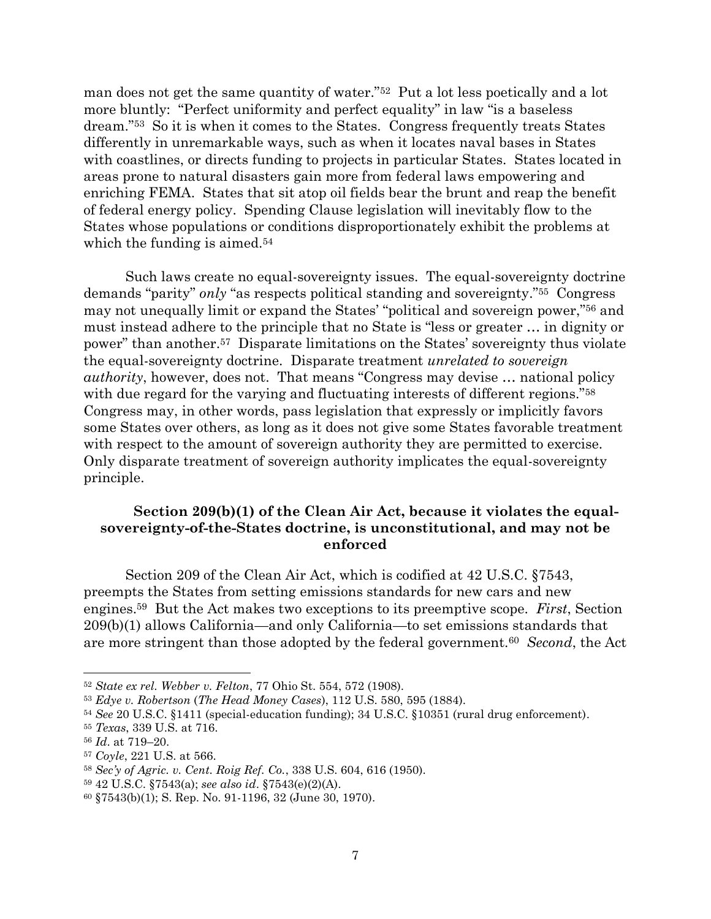man does not get the same quantity of water."[52] Put a lot less poetically and a lot more bluntly: "Perfect uniformity and perfect equality" in law "is a baseless dream."[53] So it is when it comes to the States. Congress frequently treats States differently in unremarkable ways, such as when it locates naval bases in States with coastlines, or directs funding to projects in particular States. States located in areas prone to natural disasters gain more from federal laws empowering and enriching FEMA. States that sit atop oil fields bear the brunt and reap the benefit of federal energy policy. Spending Clause legislation will inevitably flow to the States whose populations or conditions disproportionately exhibit the problems at which the funding is aimed.[54]

Such laws create no equal-sovereignty issues. The equal-sovereignty doctrine demands "parity" *only* "as respects political standing and sovereignty."[55] Congress may not unequally limit or expand the States' "political and sovereign power,"[56] and must instead adhere to the principle that no State is "less or greater … in dignity or power" than another.[57] Disparate limitations on the States' sovereignty thus violate the equal-sovereignty doctrine. Disparate treatment *unrelated to sovereign authority*, however, does not. That means "Congress may devise … national policy with due regard for the varying and fluctuating interests of different regions."[58] Congress may, in other words, pass legislation that expressly or implicitly favors some States over others, as long as it does not give some States favorable treatment with respect to the amount of sovereign authority they are permitted to exercise. Only disparate treatment of sovereign authority implicates the equal-sovereignty principle.

### Section 209(b)(1) of the Clean Air Act, because it violates the equal-sovereignty-of-the-States doctrine, is unconstitutional, and may not be enforced

Section 209 of the Clean Air Act, which is codified at 42 U.S.C. §7543, preempts the States from setting emissions standards for new cars and new engines.[59] But the Act makes two exceptions to its preemptive scope. *First*, Section 209(b)(1) allows California—and only California—to set emissions standards that are more stringent than those adopted by the federal government.[60] *Second*, the Act

---

[52] *State ex rel. Webber v. Felton*, 77 Ohio St. 554, 572 (1908).

[53] *Edye v. Robertson* (*The Head Money Cases*), 112 U.S. 580, 595 (1884).

[54] *See* 20 U.S.C. §1411 (special-education funding); 34 U.S.C. §10351 (rural drug enforcement).

[55] *Texas*, 339 U.S. at 716.

[56] *Id*. at 719–20.

[57] *Coyle*, 221 U.S. at 566.

[58] *Sec'y of Agric. v. Cent. Roig Ref. Co.*, 338 U.S. 604, 616 (1950).

[59] 42 U.S.C. §7543(a); *see also id*. §7543(e)(2)(A).

[60] §7543(b)(1); S. Rep. No. 91-1196, 32 (June 30, 1970).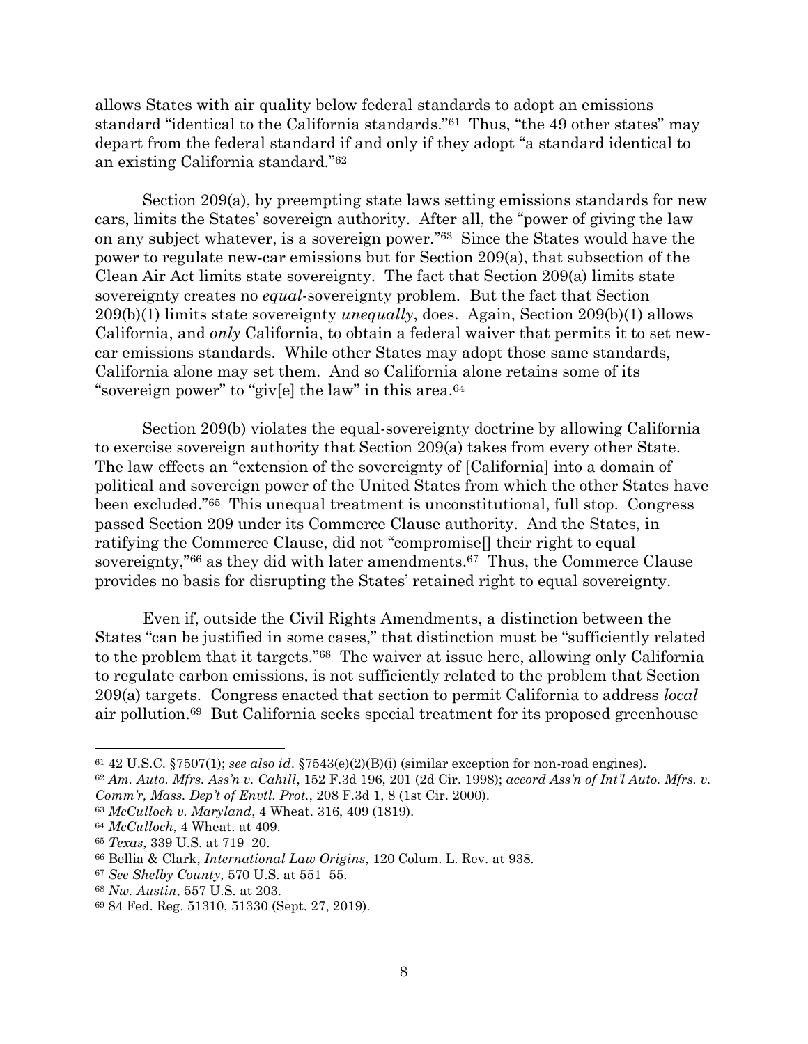allows States with air quality below federal standards to adopt an emissions standard "identical to the California standards."[61] Thus, "the 49 other states" may depart from the federal standard if and only if they adopt "a standard identical to an existing California standard."[62]

Section 209(a), by preempting state laws setting emissions standards for new cars, limits the States' sovereign authority. After all, the "power of giving the law on any subject whatever, is a sovereign power."[63] Since the States would have the power to regulate new-car emissions but for Section 209(a), that subsection of the Clean Air Act limits state sovereignty. The fact that Section 209(a) limits state sovereignty creates no *equal*-sovereignty problem. But the fact that Section 209(b)(1) limits state sovereignty *unequally*, does. Again, Section 209(b)(1) allows California, and *only* California, to obtain a federal waiver that permits it to set new-car emissions standards. While other States may adopt those same standards, California alone may set them. And so California alone retains some of its "sovereign power" to "giv[e] the law" in this area.[64]

Section 209(b) violates the equal-sovereignty doctrine by allowing California to exercise sovereign authority that Section 209(a) takes from every other State. The law effects an "extension of the sovereignty of [California] into a domain of political and sovereign power of the United States from which the other States have been excluded."[65] This unequal treatment is unconstitutional, full stop. Congress passed Section 209 under its Commerce Clause authority. And the States, in ratifying the Commerce Clause, did not "compromise[] their right to equal sovereignty,"[66] as they did with later amendments.[67] Thus, the Commerce Clause provides no basis for disrupting the States' retained right to equal sovereignty.

Even if, outside the Civil Rights Amendments, a distinction between the States "can be justified in some cases," that distinction must be "sufficiently related to the problem that it targets."[68] The waiver at issue here, allowing only California to regulate carbon emissions, is not sufficiently related to the problem that Section 209(a) targets. Congress enacted that section to permit California to address *local* air pollution.[69] But California seeks special treatment for its proposed greenhouse

---

[61] 42 U.S.C. §7507(1); *see also id.* §7543(e)(2)(B)(i) (similar exception for non-road engines).

[62] *Am. Auto. Mfrs. Ass'n v. Cahill*, 152 F.3d 196, 201 (2d Cir. 1998); *accord Ass'n of Int'l Auto. Mfrs. v. Comm'r, Mass. Dep't of Envtl. Prot.*, 208 F.3d 1, 8 (1st Cir. 2000).

[63] *McCulloch v. Maryland*, 4 Wheat. 316, 409 (1819).

[64] *McCulloch*, 4 Wheat. at 409.

[65] *Texas*, 339 U.S. at 719–20.

[66] Bellia & Clark, *International Law Origins*, 120 Colum. L. Rev. at 938.

[67] *See Shelby County*, 570 U.S. at 551–55.

[68] *Nw. Austin*, 557 U.S. at 203.

[69] 84 Fed. Reg. 51310, 51330 (Sept. 27, 2019).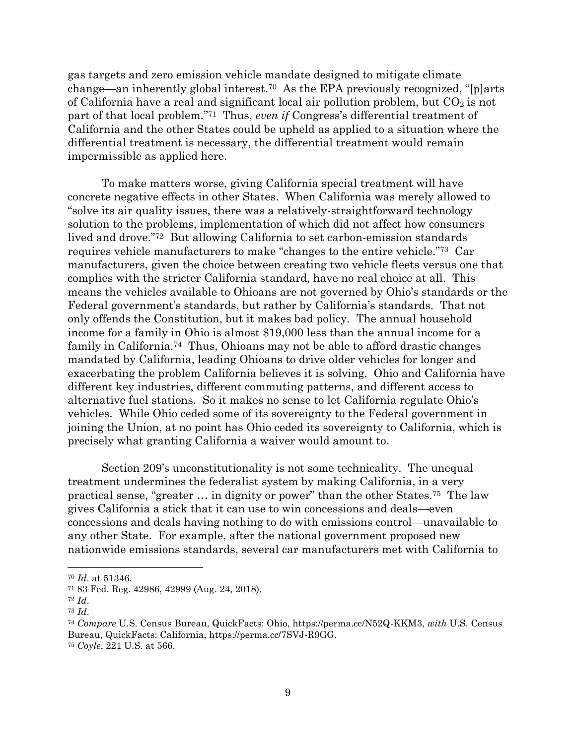gas targets and zero emission vehicle mandate designed to mitigate climate change—an inherently global interest.[70] As the EPA previously recognized, "[p]arts of California have a real and significant local air pollution problem, but $CO_2$ is not part of that local problem."[71] Thus, *even if* Congress's differential treatment of California and the other States could be upheld as applied to a situation where the differential treatment is necessary, the differential treatment would remain impermissible as applied here.

To make matters worse, giving California special treatment will have concrete negative effects in other States. When California was merely allowed to "solve its air quality issues, there was a relatively-straightforward technology solution to the problems, implementation of which did not affect how consumers lived and drove."[72] But allowing California to set carbon-emission standards requires vehicle manufacturers to make "changes to the entire vehicle."[73] Car manufacturers, given the choice between creating two vehicle fleets versus one that complies with the stricter California standard, have no real choice at all. This means the vehicles available to Ohioans are not governed by Ohio's standards or the Federal government's standards, but rather by California's standards. That not only offends the Constitution, but it makes bad policy. The annual household income for a family in Ohio is almost $19,000 less than the annual income for a family in California.[74] Thus, Ohioans may not be able to afford drastic changes mandated by California, leading Ohioans to drive older vehicles for longer and exacerbating the problem California believes it is solving. Ohio and California have different key industries, different commuting patterns, and different access to alternative fuel stations. So it makes no sense to let California regulate Ohio's vehicles. While Ohio ceded some of its sovereignty to the Federal government in joining the Union, at no point has Ohio ceded its sovereignty to California, which is precisely what granting California a waiver would amount to.

Section 209's unconstitutionality is not some technicality. The unequal treatment undermines the federalist system by making California, in a very practical sense, "greater … in dignity or power" than the other States.[75] The law gives California a stick that it can use to win concessions and deals—even concessions and deals having nothing to do with emissions control—unavailable to any other State. For example, after the national government proposed new nationwide emissions standards, several car manufacturers met with California to

---

[70] *Id*. at 51346.

[71] 83 Fed. Reg. 42986, 42999 (Aug. 24, 2018).

[72] *Id*.

[73] *Id*.

[74] *Compare* U.S. Census Bureau, QuickFacts: Ohio, https://perma.cc/N52Q-KKM3, *with* U.S. Census Bureau, QuickFacts: California, https://perma.cc/7SVJ-R9GG.

[75] *Coyle*, 221 U.S. at 566.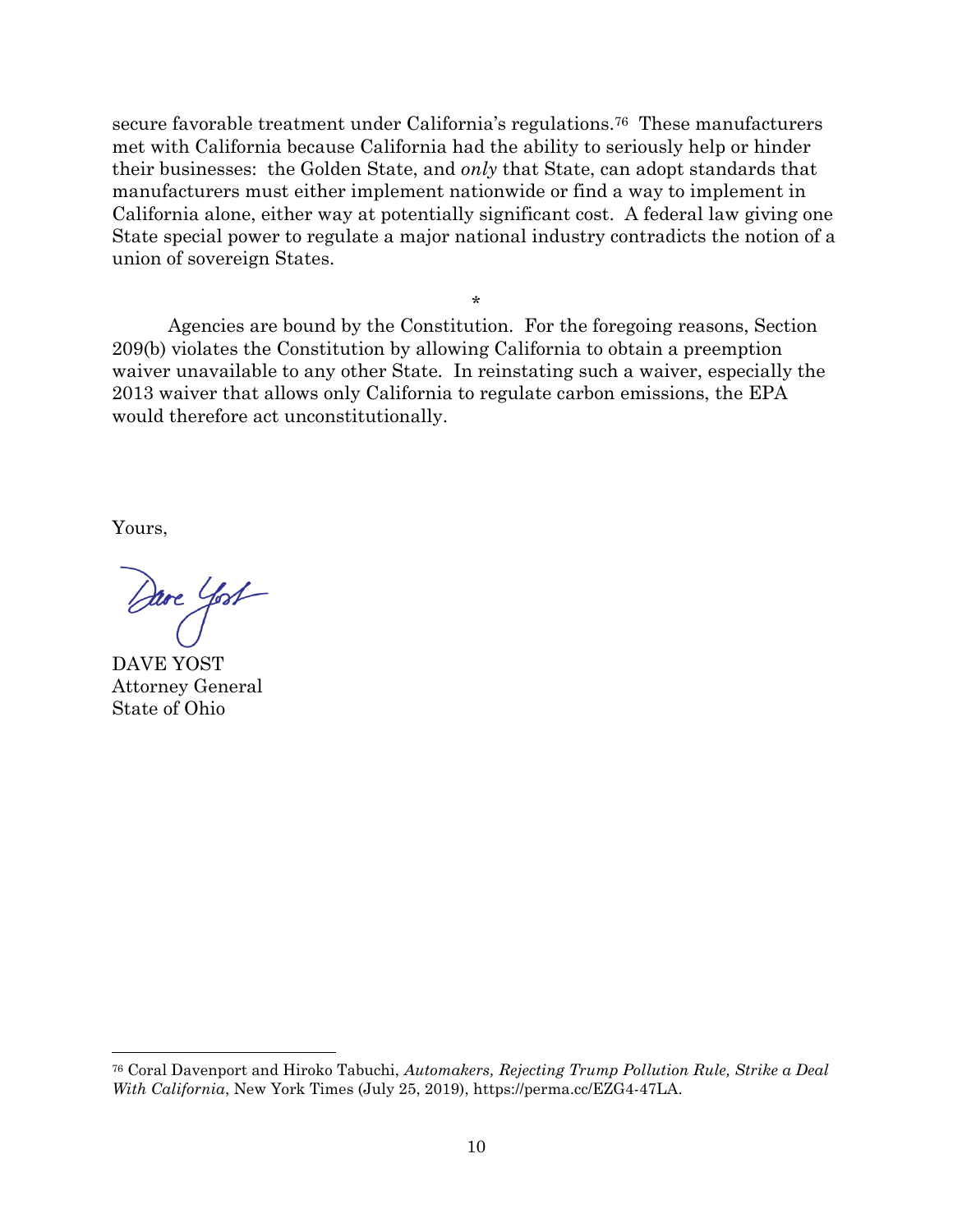secure favorable treatment under California's regulations.[76] These manufacturers met with California because California had the ability to seriously help or hinder their businesses: the Golden State, and *only* that State, can adopt standards that manufacturers must either implement nationwide or find a way to implement in California alone, either way at potentially significant cost. A federal law giving one State special power to regulate a major national industry contradicts the notion of a union of sovereign States.

*

Agencies are bound by the Constitution. For the foregoing reasons, Section 209(b) violates the Constitution by allowing California to obtain a preemption waiver unavailable to any other State. In reinstating such a waiver, especially the 2013 waiver that allows only California to regulate carbon emissions, the EPA would therefore act unconstitutionally.

Yours,

DAVE YOST
Attorney General
State of Ohio

[76] Coral Davenport and Hiroko Tabuchi, *Automakers, Rejecting Trump Pollution Rule, Strike a Deal With California*, New York Times (July 25, 2019), https://perma.cc/EZG4-47LA.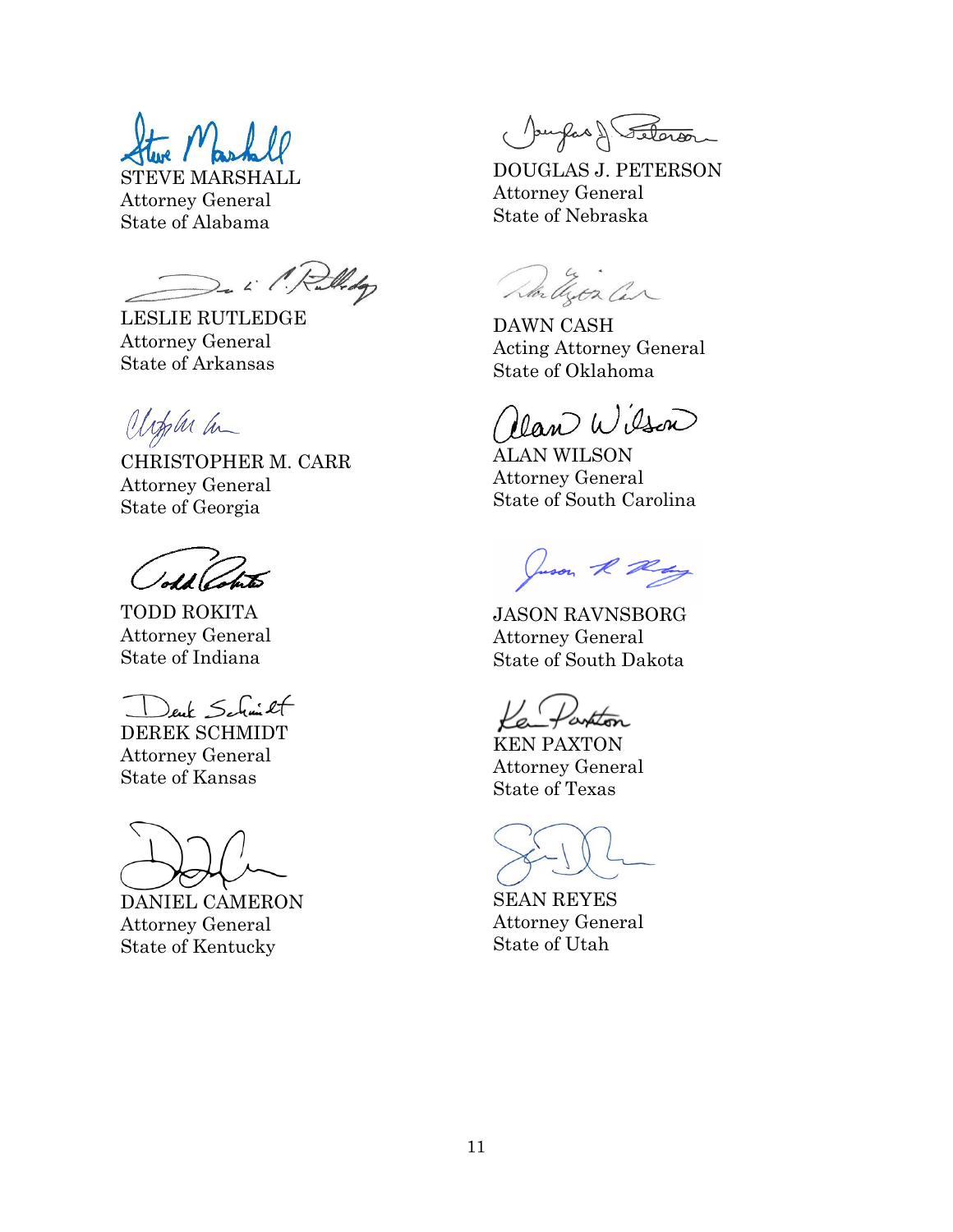STEVE MARSHALL
Attorney General
State of Alabama

LESLIE RUTLEDGE
Attorney General
State of Arkansas

CHRISTOPHER M. CARR
Attorney General
State of Georgia

TODD ROKITA
Attorney General
State of Indiana

DEREK SCHMIDT
Attorney General
State of Kansas

DANIEL CAMERON
Attorney General
State of Kentucky

DOUGLAS J. PETERSON
Attorney General
State of Nebraska

DAWN CASH
Acting Attorney General
State of Oklahoma

ALAN WILSON
Attorney General
State of South Carolina

JASON RAVNSBORG
Attorney General
State of South Dakota

KEN PAXTON
Attorney General
State of Texas

SEAN REYES
Attorney General
State of Utah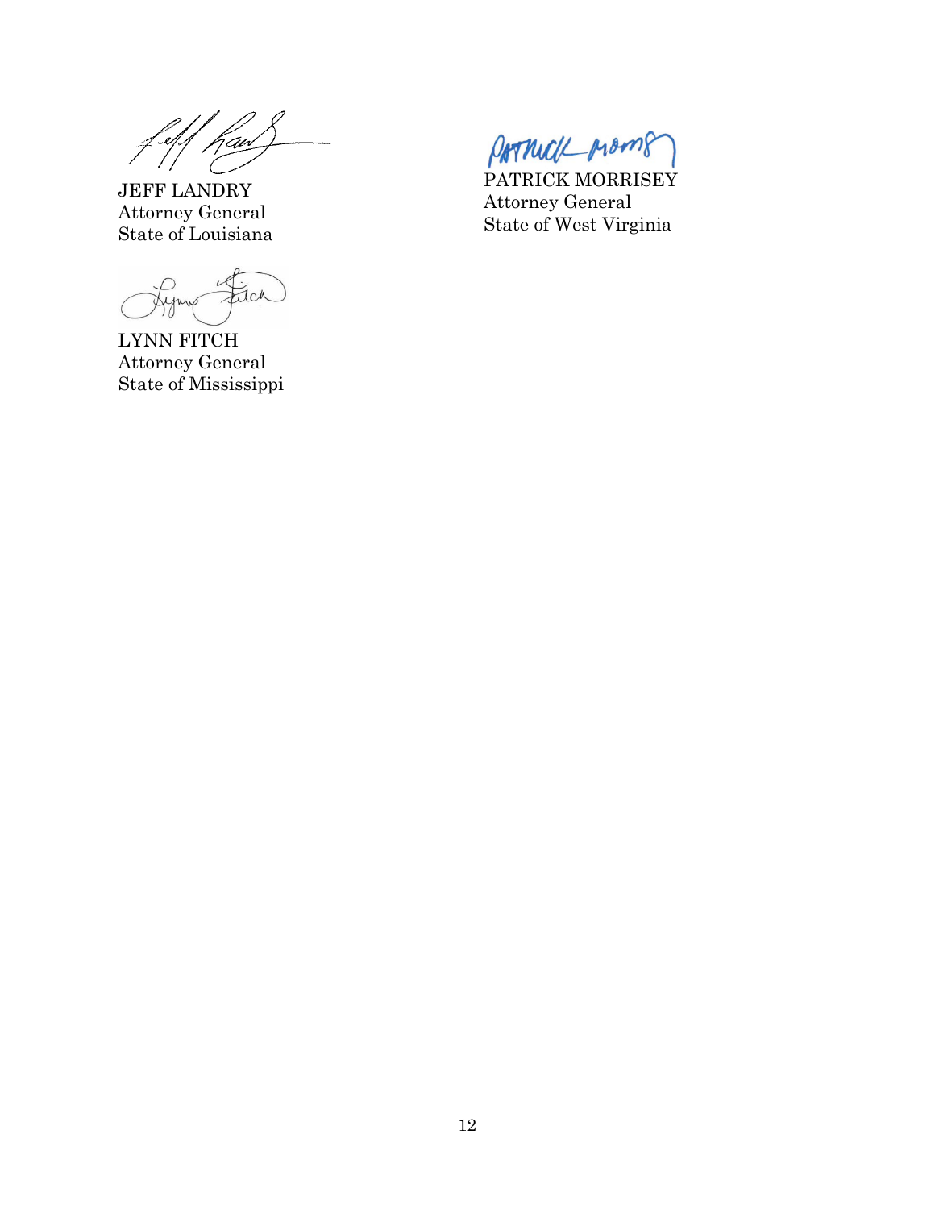JEFF LANDRY
Attorney General
State of Louisiana

PATRICK MORRISEY
Attorney General
State of West Virginia

LYNN FITCH
Attorney General
State of Mississippi